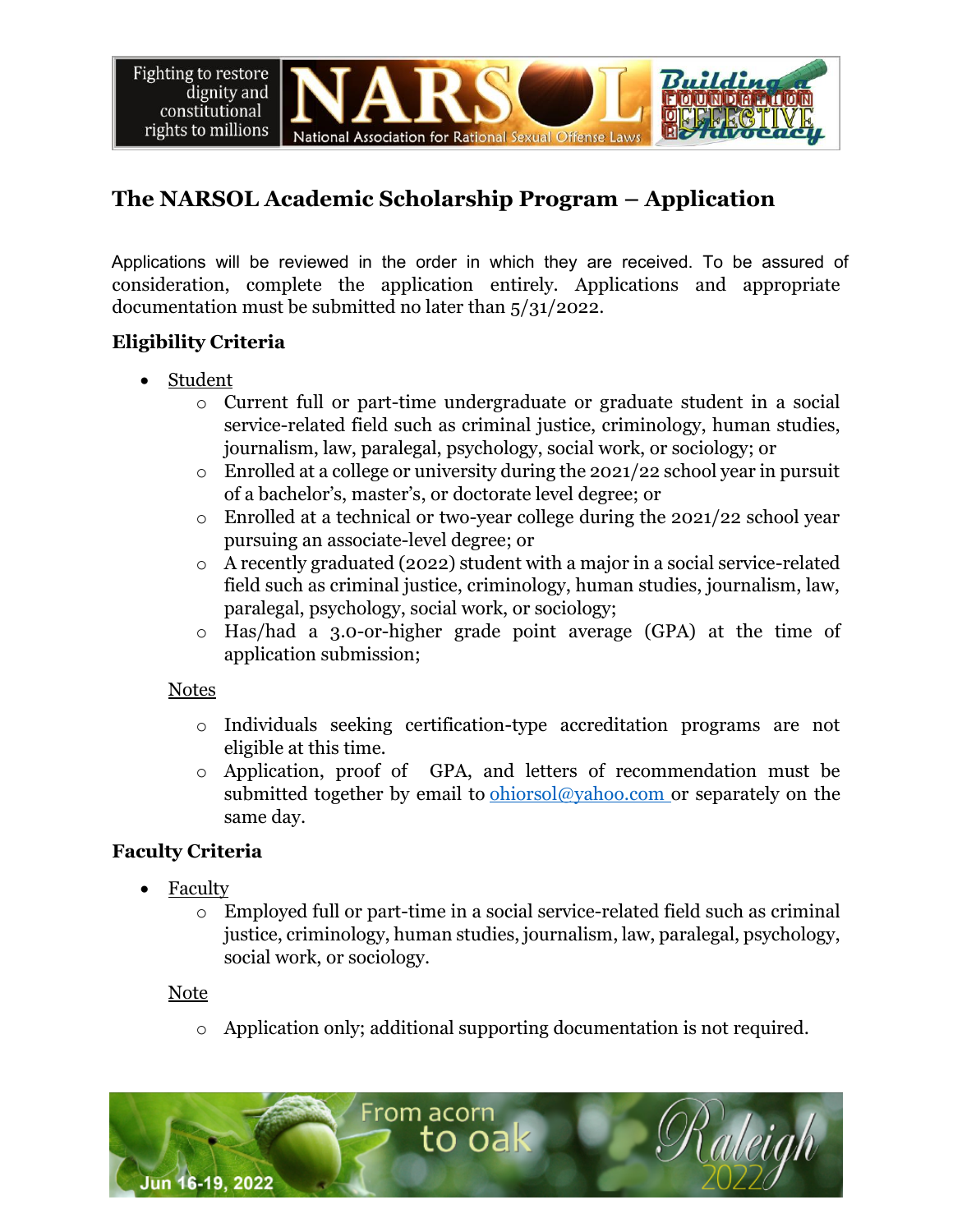# The NARSOL Academic Scholarship Program – Application

Applications will be reviewed in the order in which they are received. To be assured of consideration, complete the application entirely. Applications and appropriate documentation must be submitted no later than 5/31/2022.

## Eligibility Criteria

- Student
  - Current full or part-time undergraduate or graduate student in a social service-related field such as criminal justice, criminology, human studies, journalism, law, paralegal, psychology, social work, or sociology; or
  - Enrolled at a college or university during the 2021/22 school year in pursuit of a bachelor's, master's, or doctorate level degree; or
  - Enrolled at a technical or two-year college during the 2021/22 school year pursuing an associate-level degree; or
  - A recently graduated (2022) student with a major in a social service-related field such as criminal justice, criminology, human studies, journalism, law, paralegal, psychology, social work, or sociology;
  - Has/had a 3.0-or-higher grade point average (GPA) at the time of application submission;

  Notes

  - Individuals seeking certification-type accreditation programs are not eligible at this time.
  - Application, proof of GPA, and letters of recommendation must be submitted together by email to ohiorsol@yahoo.com or separately on the same day.

## Faculty Criteria

- Faculty
  - Employed full or part-time in a social service-related field such as criminal justice, criminology, human studies, journalism, law, paralegal, psychology, social work, or sociology.

  Note

  - Application only; additional supporting documentation is not required.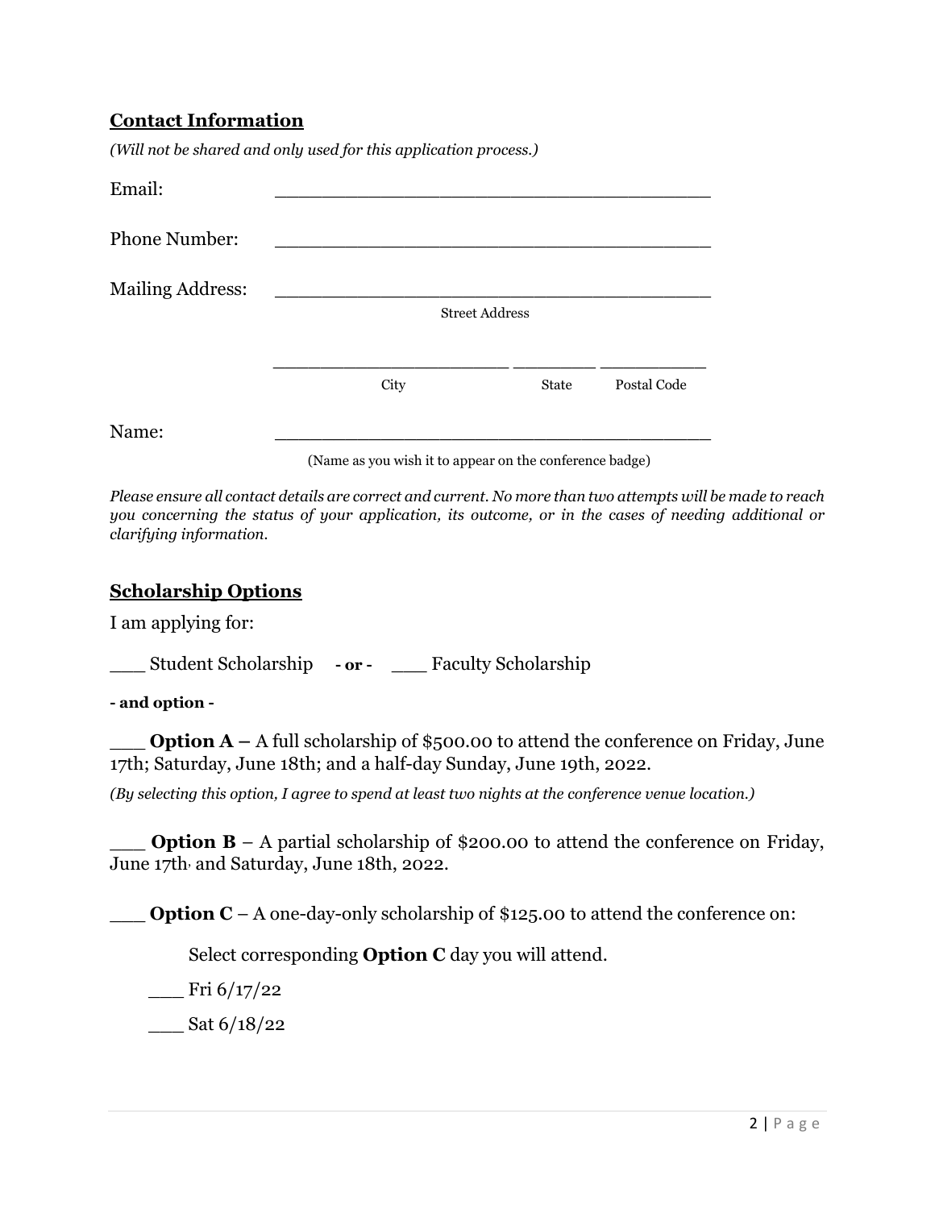## Contact Information

*(Will not be shared and only used for this application process.)*

Email: ________________________________________

Phone Number: ________________________________________

Mailing Address: ________________________________________

Street Address

______________________ ________ __________

City State Postal Code

Name: ________________________________________

(Name as you wish it to appear on the conference badge)

*Please ensure all contact details are correct and current. No more than two attempts will be made to reach you concerning the status of your application, its outcome, or in the cases of needing additional or clarifying information.*

## Scholarship Options

I am applying for:

___ Student Scholarship **- or -** ___ Faculty Scholarship

**- and option -**

___ **Option A –** A full scholarship of $500.00 to attend the conference on Friday, June 17th; Saturday, June 18th; and a half-day Sunday, June 19th, 2022.

*(By selecting this option, I agree to spend at least two nights at the conference venue location.)*

___ **Option B** – A partial scholarship of $200.00 to attend the conference on Friday, June 17th, and Saturday, June 18th, 2022.

___ **Option C** – A one-day-only scholarship of $125.00 to attend the conference on:

Select corresponding **Option C** day you will attend.

___ Fri 6/17/22

___ Sat 6/18/22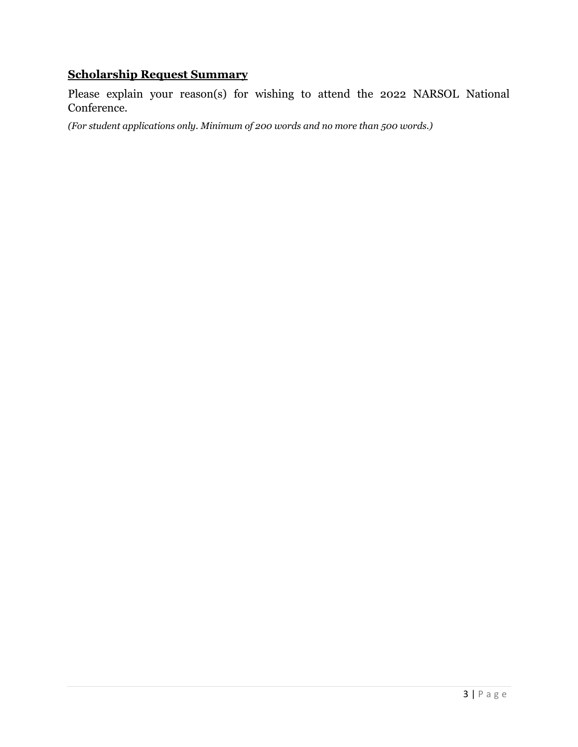## **Scholarship Request Summary**

Please explain your reason(s) for wishing to attend the 2022 NARSOL National Conference.

*(For student applications only. Minimum of 200 words and no more than 500 words.)*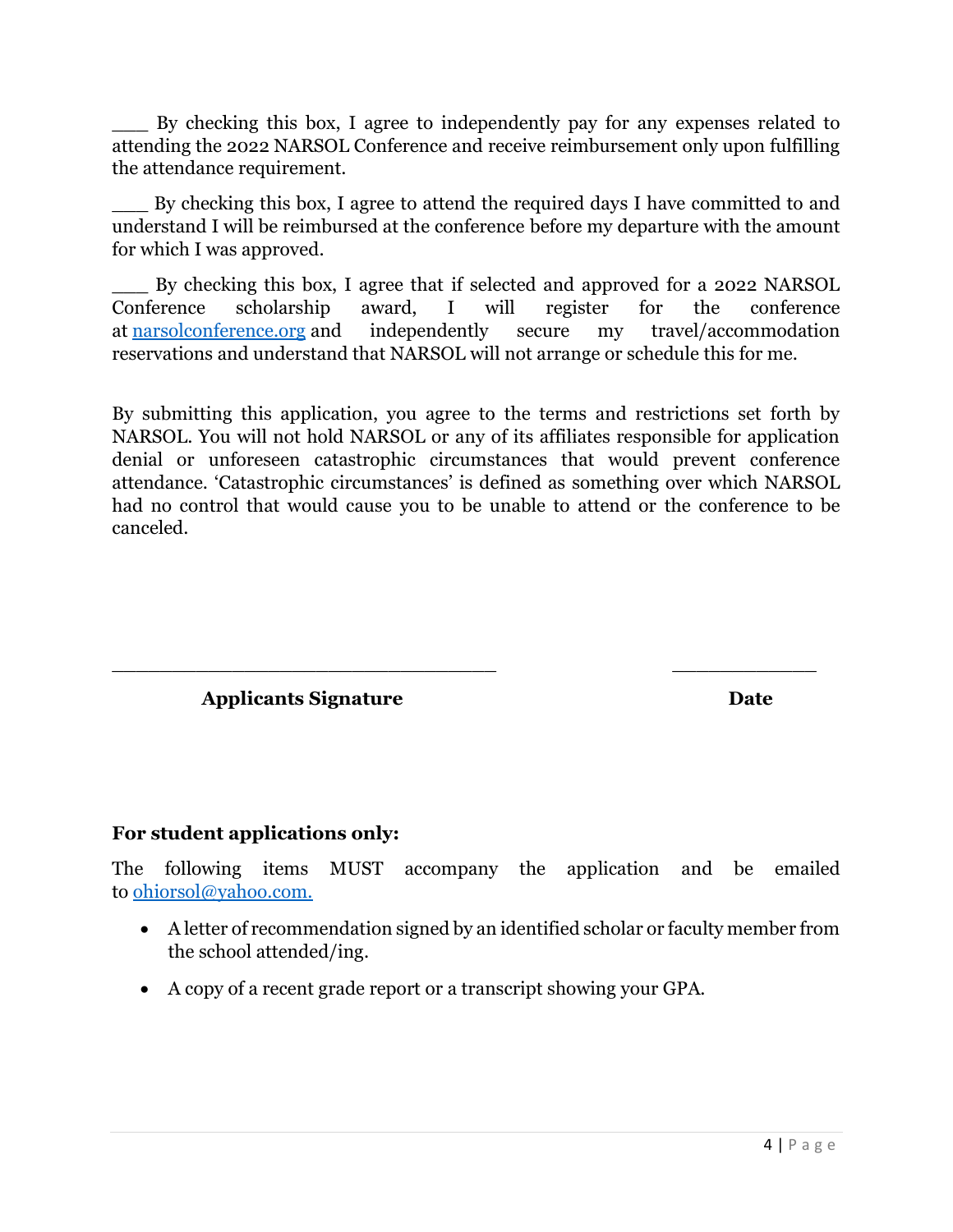____ By checking this box, I agree to independently pay for any expenses related to attending the 2022 NARSOL Conference and receive reimbursement only upon fulfilling the attendance requirement.

____ By checking this box, I agree to attend the required days I have committed to and understand I will be reimbursed at the conference before my departure with the amount for which I was approved.

____ By checking this box, I agree that if selected and approved for a 2022 NARSOL Conference scholarship award, I will register for the conference at [narsolconference.org](narsolconference.org) and independently secure my travel/accommodation reservations and understand that NARSOL will not arrange or schedule this for me.

By submitting this application, you agree to the terms and restrictions set forth by NARSOL. You will not hold NARSOL or any of its affiliates responsible for application denial or unforeseen catastrophic circumstances that would prevent conference attendance. 'Catastrophic circumstances' is defined as something over which NARSOL had no control that would cause you to be unable to attend or the conference to be canceled.

________________________________________ ______________

**Applicants Signature** **Date**

**For student applications only:**

The following items MUST accompany the application and be emailed to [ohiorsol@yahoo.com.](mailto:ohiorsol@yahoo.com)

- A letter of recommendation signed by an identified scholar or faculty member from the school attended/ing.
- A copy of a recent grade report or a transcript showing your GPA.